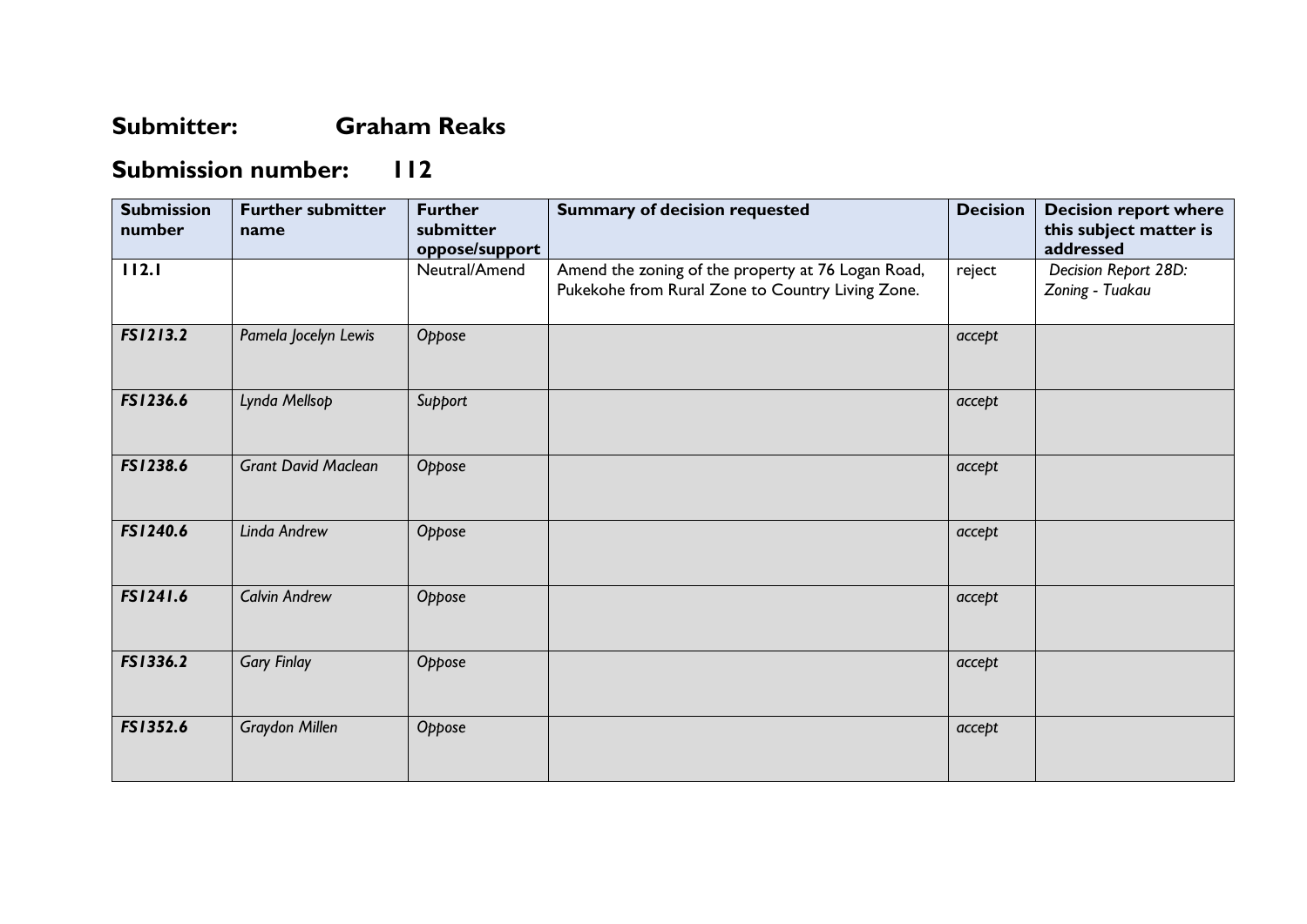## Submitter: Graham Reaks

## Submission number: 112

| Submission number | Further submitter name | Further submitter oppose/support | Summary of decision requested | Decision | Decision report where this subject matter is addressed |
|---|---|---|---|---|---|
| **112.1** | | Neutral/Amend | Amend the zoning of the property at 76 Logan Road, Pukekohe from Rural Zone to Country Living Zone. | reject | *Decision Report 28D: Zoning - Tuakau* |
| ***FS1213.2*** | *Pamela Jocelyn Lewis* | *Oppose* | | *accept* | |
| ***FS1236.6*** | *Lynda Mellsop* | *Support* | | *accept* | |
| ***FS1238.6*** | *Grant David Maclean* | *Oppose* | | *accept* | |
| ***FS1240.6*** | *Linda Andrew* | *Oppose* | | *accept* | |
| ***FS1241.6*** | *Calvin Andrew* | *Oppose* | | *accept* | |
| ***FS1336.2*** | *Gary Finlay* | *Oppose* | | *accept* | |
| ***FS1352.6*** | *Graydon Millen* | *Oppose* | | *accept* | |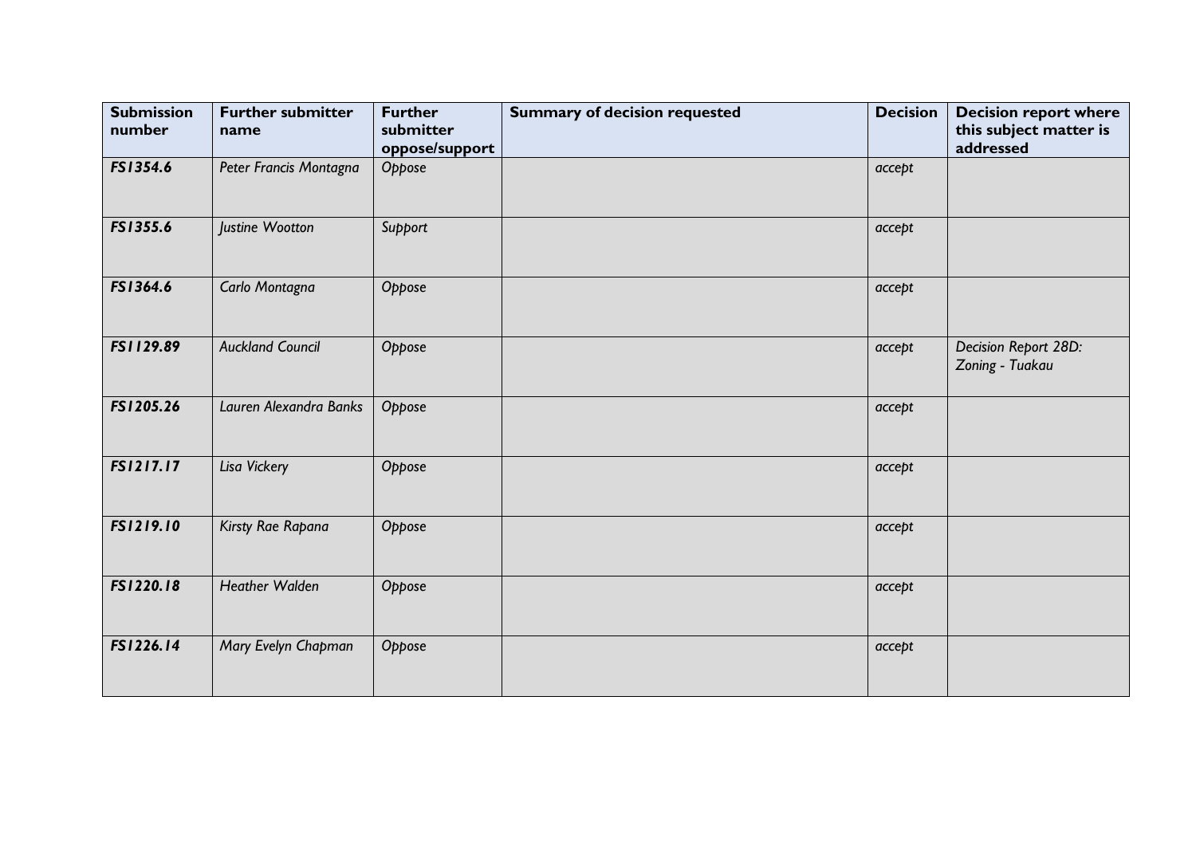| Submission number | Further submitter name | Further submitter oppose/support | Summary of decision requested | Decision | Decision report where this subject matter is addressed |
|---|---|---|---|---|---|
| ***FS1354.6*** | *Peter Francis Montagna* | *Oppose* | | *accept* | |
| ***FS1355.6*** | *Justine Wootton* | *Support* | | *accept* | |
| ***FS1364.6*** | *Carlo Montagna* | *Oppose* | | *accept* | |
| ***FS1129.89*** | *Auckland Council* | *Oppose* | | *accept* | *Decision Report 28D: Zoning - Tuakau* |
| ***FS1205.26*** | *Lauren Alexandra Banks* | *Oppose* | | *accept* | |
| ***FS1217.17*** | *Lisa Vickery* | *Oppose* | | *accept* | |
| ***FS1219.10*** | *Kirsty Rae Rapana* | *Oppose* | | *accept* | |
| ***FS1220.18*** | *Heather Walden* | *Oppose* | | *accept* | |
| ***FS1226.14*** | *Mary Evelyn Chapman* | *Oppose* | | *accept* | |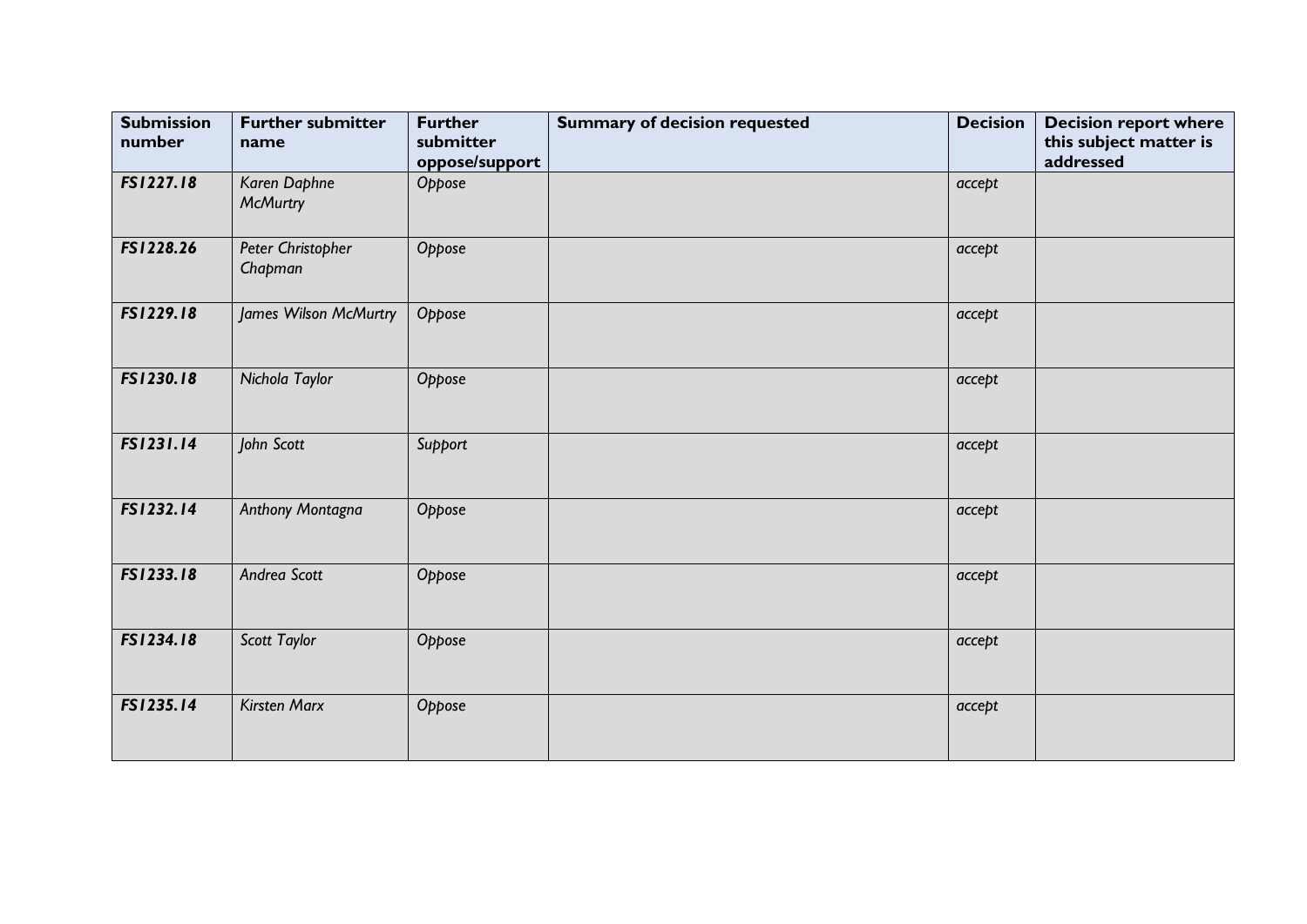| Submission number | Further submitter name | Further submitter oppose/support | Summary of decision requested | Decision | Decision report where this subject matter is addressed |
|---|---|---|---|---|---|
| ***FS1227.18*** | *Karen Daphne McMurtry* | *Oppose* | | *accept* | |
| ***FS1228.26*** | *Peter Christopher Chapman* | *Oppose* | | *accept* | |
| ***FS1229.18*** | *James Wilson McMurtry* | *Oppose* | | *accept* | |
| ***FS1230.18*** | *Nichola Taylor* | *Oppose* | | *accept* | |
| ***FS1231.14*** | *John Scott* | *Support* | | *accept* | |
| ***FS1232.14*** | *Anthony Montagna* | *Oppose* | | *accept* | |
| ***FS1233.18*** | *Andrea Scott* | *Oppose* | | *accept* | |
| ***FS1234.18*** | *Scott Taylor* | *Oppose* | | *accept* | |
| ***FS1235.14*** | *Kirsten Marx* | *Oppose* | | *accept* | |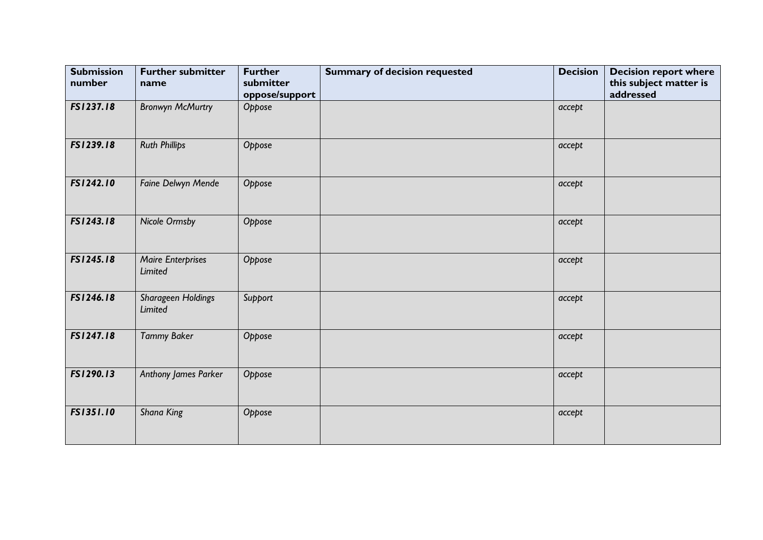| Submission number | Further submitter name | Further submitter oppose/support | Summary of decision requested | Decision | Decision report where this subject matter is addressed |
|---|---|---|---|---|---|
| ***FS1237.18*** | *Bronwyn McMurtry* | *Oppose* | | *accept* | |
| ***FS1239.18*** | *Ruth Phillips* | *Oppose* | | *accept* | |
| ***FS1242.10*** | *Faine Delwyn Mende* | *Oppose* | | *accept* | |
| ***FS1243.18*** | *Nicole Ormsby* | *Oppose* | | *accept* | |
| ***FS1245.18*** | *Maire Enterprises Limited* | *Oppose* | | *accept* | |
| ***FS1246.18*** | *Sharageen Holdings Limited* | *Support* | | *accept* | |
| ***FS1247.18*** | *Tammy Baker* | *Oppose* | | *accept* | |
| ***FS1290.13*** | *Anthony James Parker* | *Oppose* | | *accept* | |
| ***FS1351.10*** | *Shana King* | *Oppose* | | *accept* | |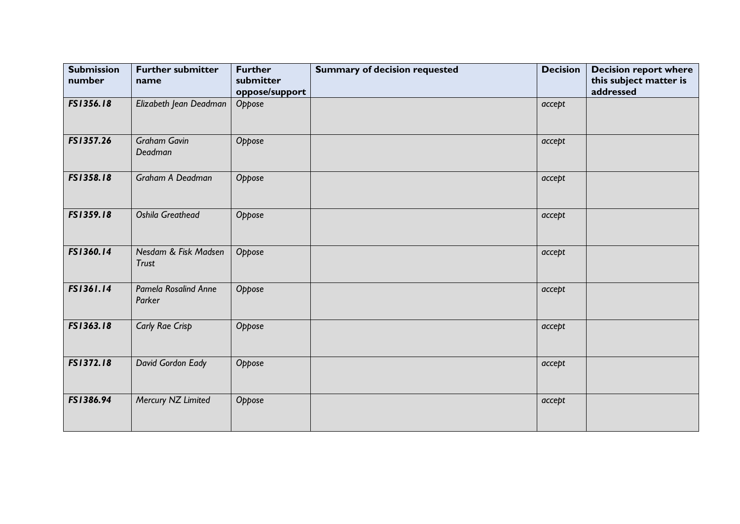| Submission number | Further submitter name | Further submitter oppose/support | Summary of decision requested | Decision | Decision report where this subject matter is addressed |
|---|---|---|---|---|---|
| ***FS1356.18*** | *Elizabeth Jean Deadman* | *Oppose* | | *accept* | |
| ***FS1357.26*** | *Graham Gavin Deadman* | *Oppose* | | *accept* | |
| ***FS1358.18*** | *Graham A Deadman* | *Oppose* | | *accept* | |
| ***FS1359.18*** | *Oshila Greathead* | *Oppose* | | *accept* | |
| ***FS1360.14*** | *Nesdam & Fisk Madsen Trust* | *Oppose* | | *accept* | |
| ***FS1361.14*** | *Pamela Rosalind Anne Parker* | *Oppose* | | *accept* | |
| ***FS1363.18*** | *Carly Rae Crisp* | *Oppose* | | *accept* | |
| ***FS1372.18*** | *David Gordon Eady* | *Oppose* | | *accept* | |
| ***FS1386.94*** | *Mercury NZ Limited* | *Oppose* | | *accept* | |